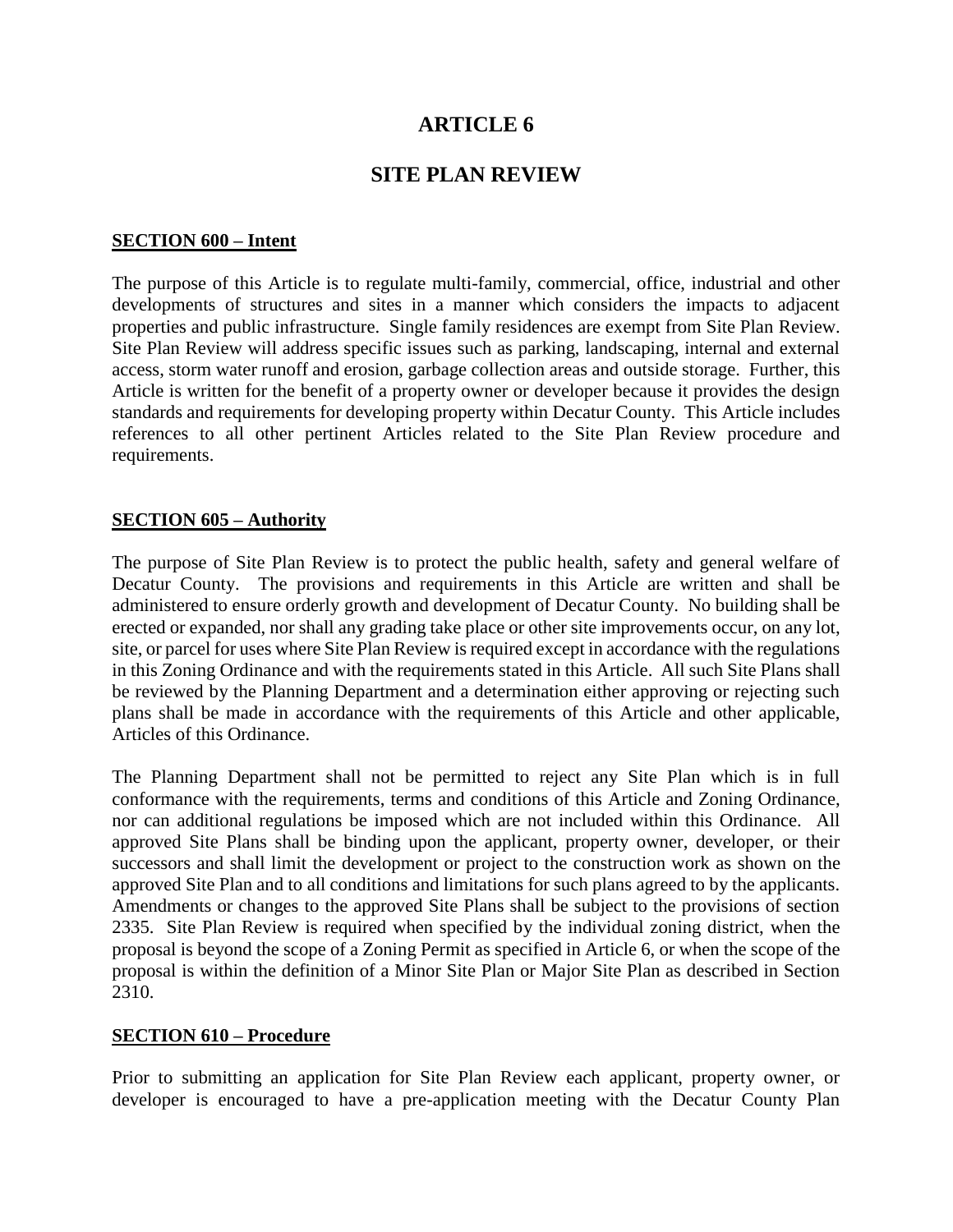# ARTICLE 6

# SITE PLAN REVIEW

**SECTION 600 – Intent**

The purpose of this Article is to regulate multi-family, commercial, office, industrial and other developments of structures and sites in a manner which considers the impacts to adjacent properties and public infrastructure. Single family residences are exempt from Site Plan Review. Site Plan Review will address specific issues such as parking, landscaping, internal and external access, storm water runoff and erosion, garbage collection areas and outside storage. Further, this Article is written for the benefit of a property owner or developer because it provides the design standards and requirements for developing property within Decatur County. This Article includes references to all other pertinent Articles related to the Site Plan Review procedure and requirements.

**SECTION 605 – Authority**

The purpose of Site Plan Review is to protect the public health, safety and general welfare of Decatur County. The provisions and requirements in this Article are written and shall be administered to ensure orderly growth and development of Decatur County. No building shall be erected or expanded, nor shall any grading take place or other site improvements occur, on any lot, site, or parcel for uses where Site Plan Review is required except in accordance with the regulations in this Zoning Ordinance and with the requirements stated in this Article. All such Site Plans shall be reviewed by the Planning Department and a determination either approving or rejecting such plans shall be made in accordance with the requirements of this Article and other applicable, Articles of this Ordinance.

The Planning Department shall not be permitted to reject any Site Plan which is in full conformance with the requirements, terms and conditions of this Article and Zoning Ordinance, nor can additional regulations be imposed which are not included within this Ordinance. All approved Site Plans shall be binding upon the applicant, property owner, developer, or their successors and shall limit the development or project to the construction work as shown on the approved Site Plan and to all conditions and limitations for such plans agreed to by the applicants. Amendments or changes to the approved Site Plans shall be subject to the provisions of section 2335. Site Plan Review is required when specified by the individual zoning district, when the proposal is beyond the scope of a Zoning Permit as specified in Article 6, or when the scope of the proposal is within the definition of a Minor Site Plan or Major Site Plan as described in Section 2310.

**SECTION 610 – Procedure**

Prior to submitting an application for Site Plan Review each applicant, property owner, or developer is encouraged to have a pre-application meeting with the Decatur County Plan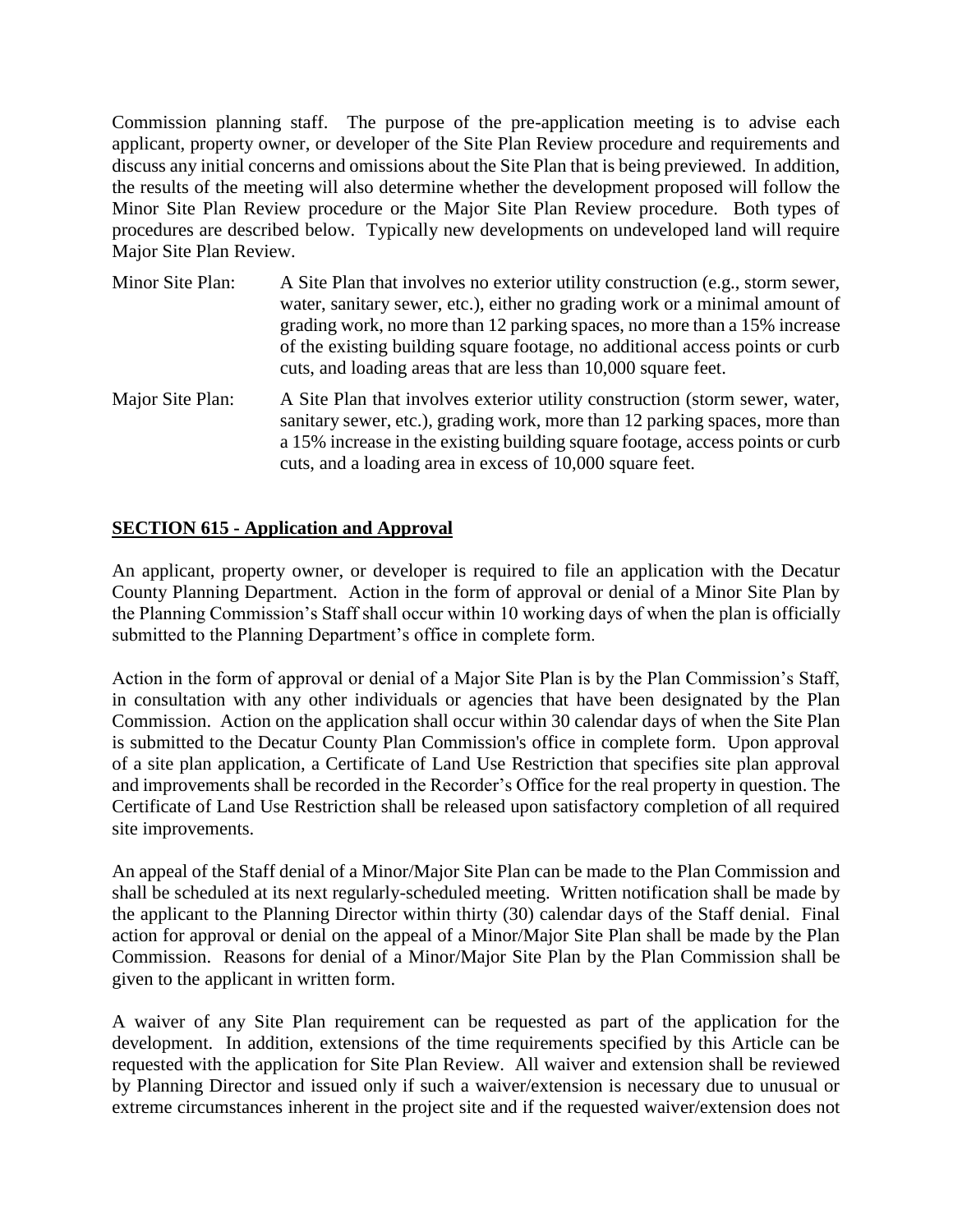Commission planning staff. The purpose of the pre-application meeting is to advise each applicant, property owner, or developer of the Site Plan Review procedure and requirements and discuss any initial concerns and omissions about the Site Plan that is being previewed. In addition, the results of the meeting will also determine whether the development proposed will follow the Minor Site Plan Review procedure or the Major Site Plan Review procedure. Both types of procedures are described below. Typically new developments on undeveloped land will require Major Site Plan Review.

Minor Site Plan: A Site Plan that involves no exterior utility construction (e.g., storm sewer, water, sanitary sewer, etc.), either no grading work or a minimal amount of grading work, no more than 12 parking spaces, no more than a 15% increase of the existing building square footage, no additional access points or curb cuts, and loading areas that are less than 10,000 square feet.

Major Site Plan: A Site Plan that involves exterior utility construction (storm sewer, water, sanitary sewer, etc.), grading work, more than 12 parking spaces, more than a 15% increase in the existing building square footage, access points or curb cuts, and a loading area in excess of 10,000 square feet.

## SECTION 615 - Application and Approval

An applicant, property owner, or developer is required to file an application with the Decatur County Planning Department. Action in the form of approval or denial of a Minor Site Plan by the Planning Commission's Staff shall occur within 10 working days of when the plan is officially submitted to the Planning Department's office in complete form.

Action in the form of approval or denial of a Major Site Plan is by the Plan Commission's Staff, in consultation with any other individuals or agencies that have been designated by the Plan Commission. Action on the application shall occur within 30 calendar days of when the Site Plan is submitted to the Decatur County Plan Commission's office in complete form. Upon approval of a site plan application, a Certificate of Land Use Restriction that specifies site plan approval and improvements shall be recorded in the Recorder's Office for the real property in question. The Certificate of Land Use Restriction shall be released upon satisfactory completion of all required site improvements.

An appeal of the Staff denial of a Minor/Major Site Plan can be made to the Plan Commission and shall be scheduled at its next regularly-scheduled meeting. Written notification shall be made by the applicant to the Planning Director within thirty (30) calendar days of the Staff denial. Final action for approval or denial on the appeal of a Minor/Major Site Plan shall be made by the Plan Commission. Reasons for denial of a Minor/Major Site Plan by the Plan Commission shall be given to the applicant in written form.

A waiver of any Site Plan requirement can be requested as part of the application for the development. In addition, extensions of the time requirements specified by this Article can be requested with the application for Site Plan Review. All waiver and extension shall be reviewed by Planning Director and issued only if such a waiver/extension is necessary due to unusual or extreme circumstances inherent in the project site and if the requested waiver/extension does not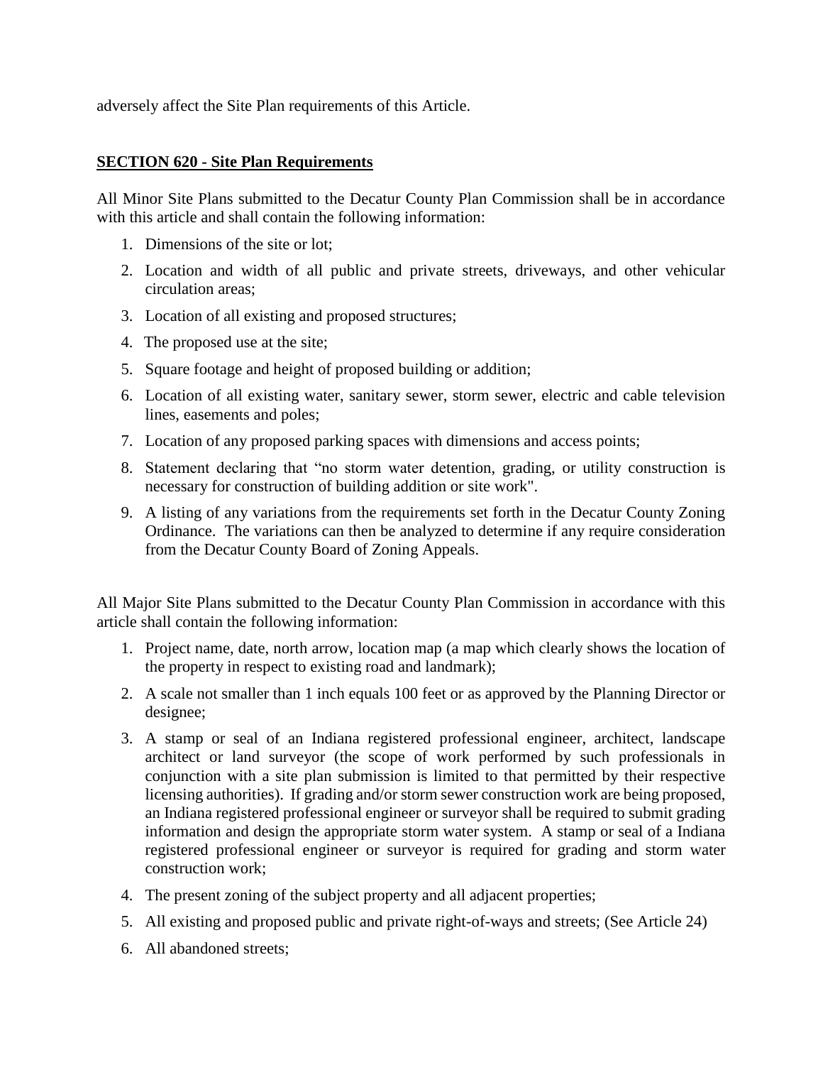adversely affect the Site Plan requirements of this Article.

## SECTION 620 - Site Plan Requirements

All Minor Site Plans submitted to the Decatur County Plan Commission shall be in accordance with this article and shall contain the following information:

1. Dimensions of the site or lot;
2. Location and width of all public and private streets, driveways, and other vehicular circulation areas;
3. Location of all existing and proposed structures;
4. The proposed use at the site;
5. Square footage and height of proposed building or addition;
6. Location of all existing water, sanitary sewer, storm sewer, electric and cable television lines, easements and poles;
7. Location of any proposed parking spaces with dimensions and access points;
8. Statement declaring that "no storm water detention, grading, or utility construction is necessary for construction of building addition or site work".
9. A listing of any variations from the requirements set forth in the Decatur County Zoning Ordinance. The variations can then be analyzed to determine if any require consideration from the Decatur County Board of Zoning Appeals.

All Major Site Plans submitted to the Decatur County Plan Commission in accordance with this article shall contain the following information:

1. Project name, date, north arrow, location map (a map which clearly shows the location of the property in respect to existing road and landmark);
2. A scale not smaller than 1 inch equals 100 feet or as approved by the Planning Director or designee;
3. A stamp or seal of an Indiana registered professional engineer, architect, landscape architect or land surveyor (the scope of work performed by such professionals in conjunction with a site plan submission is limited to that permitted by their respective licensing authorities). If grading and/or storm sewer construction work are being proposed, an Indiana registered professional engineer or surveyor shall be required to submit grading information and design the appropriate storm water system. A stamp or seal of a Indiana registered professional engineer or surveyor is required for grading and storm water construction work;
4. The present zoning of the subject property and all adjacent properties;
5. All existing and proposed public and private right-of-ways and streets; (See Article 24)
6. All abandoned streets;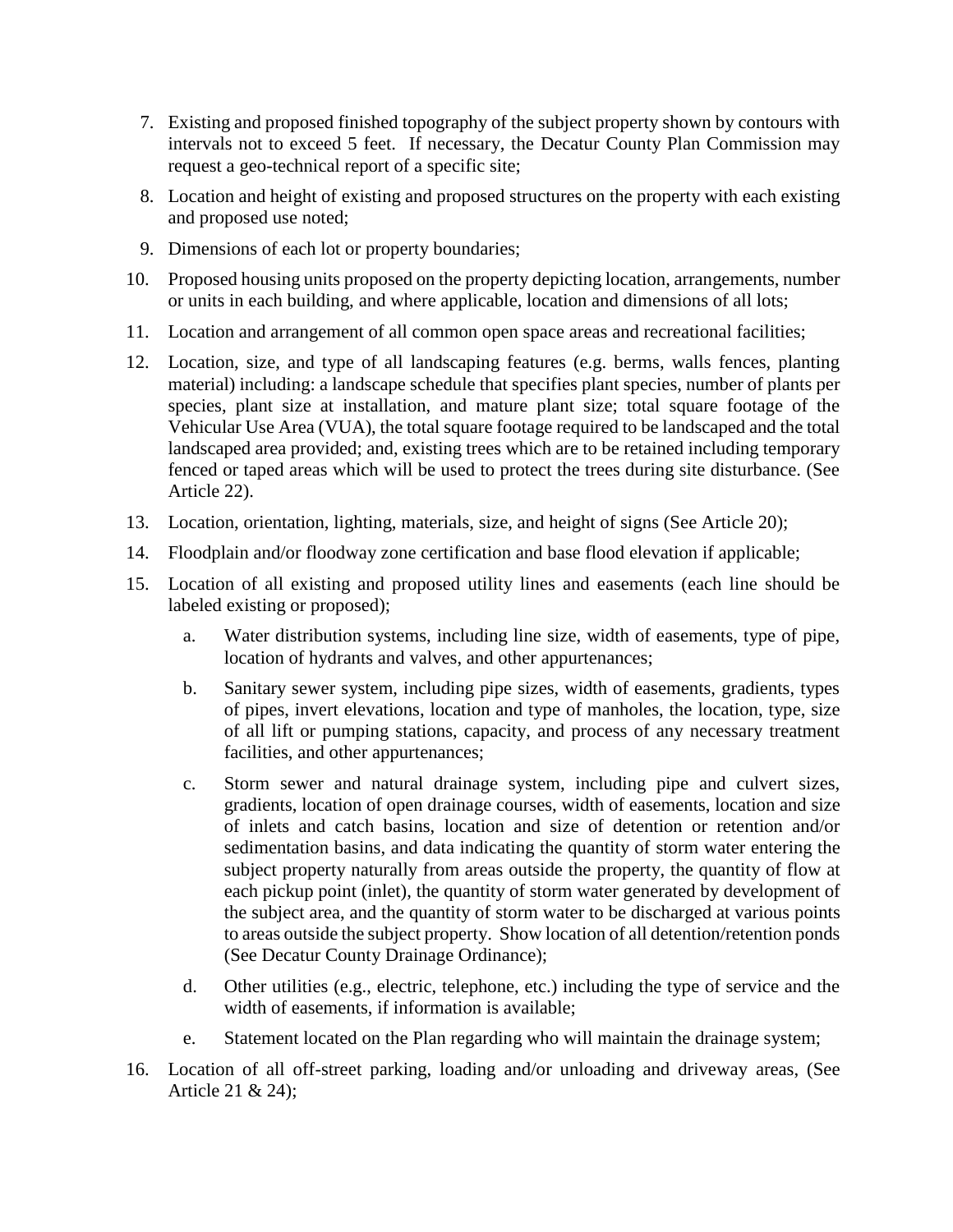7. Existing and proposed finished topography of the subject property shown by contours with intervals not to exceed 5 feet. If necessary, the Decatur County Plan Commission may request a geo-technical report of a specific site;
8. Location and height of existing and proposed structures on the property with each existing and proposed use noted;
9. Dimensions of each lot or property boundaries;
10. Proposed housing units proposed on the property depicting location, arrangements, number or units in each building, and where applicable, location and dimensions of all lots;
11. Location and arrangement of all common open space areas and recreational facilities;
12. Location, size, and type of all landscaping features (e.g. berms, walls fences, planting material) including: a landscape schedule that specifies plant species, number of plants per species, plant size at installation, and mature plant size; total square footage of the Vehicular Use Area (VUA), the total square footage required to be landscaped and the total landscaped area provided; and, existing trees which are to be retained including temporary fenced or taped areas which will be used to protect the trees during site disturbance. (See Article 22).
13. Location, orientation, lighting, materials, size, and height of signs (See Article 20);
14. Floodplain and/or floodway zone certification and base flood elevation if applicable;
15. Location of all existing and proposed utility lines and easements (each line should be labeled existing or proposed);
    a. Water distribution systems, including line size, width of easements, type of pipe, location of hydrants and valves, and other appurtenances;
    b. Sanitary sewer system, including pipe sizes, width of easements, gradients, types of pipes, invert elevations, location and type of manholes, the location, type, size of all lift or pumping stations, capacity, and process of any necessary treatment facilities, and other appurtenances;
    c. Storm sewer and natural drainage system, including pipe and culvert sizes, gradients, location of open drainage courses, width of easements, location and size of inlets and catch basins, location and size of detention or retention and/or sedimentation basins, and data indicating the quantity of storm water entering the subject property naturally from areas outside the property, the quantity of flow at each pickup point (inlet), the quantity of storm water generated by development of the subject area, and the quantity of storm water to be discharged at various points to areas outside the subject property. Show location of all detention/retention ponds (See Decatur County Drainage Ordinance);
    d. Other utilities (e.g., electric, telephone, etc.) including the type of service and the width of easements, if information is available;
    e. Statement located on the Plan regarding who will maintain the drainage system;
16. Location of all off-street parking, loading and/or unloading and driveway areas, (See Article 21 & 24);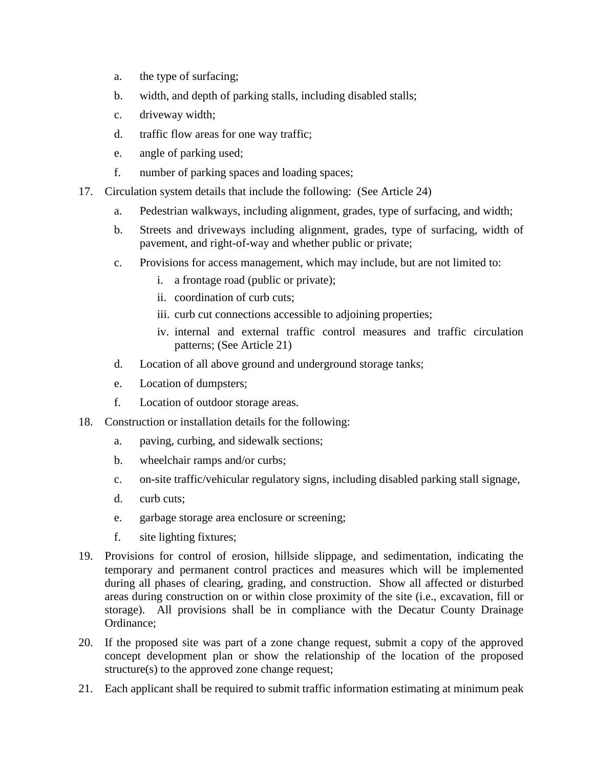a. the type of surfacing;

b. width, and depth of parking stalls, including disabled stalls;

c. driveway width;

d. traffic flow areas for one way traffic;

e. angle of parking used;

f. number of parking spaces and loading spaces;

17. Circulation system details that include the following: (See Article 24)

    a. Pedestrian walkways, including alignment, grades, type of surfacing, and width;

    b. Streets and driveways including alignment, grades, type of surfacing, width of pavement, and right-of-way and whether public or private;

    c. Provisions for access management, which may include, but are not limited to:

        i. a frontage road (public or private);

        ii. coordination of curb cuts;

        iii. curb cut connections accessible to adjoining properties;

        iv. internal and external traffic control measures and traffic circulation patterns; (See Article 21)

    d. Location of all above ground and underground storage tanks;

    e. Location of dumpsters;

    f. Location of outdoor storage areas.

18. Construction or installation details for the following:

    a. paving, curbing, and sidewalk sections;

    b. wheelchair ramps and/or curbs;

    c. on-site traffic/vehicular regulatory signs, including disabled parking stall signage,

    d. curb cuts;

    e. garbage storage area enclosure or screening;

    f. site lighting fixtures;

19. Provisions for control of erosion, hillside slippage, and sedimentation, indicating the temporary and permanent control practices and measures which will be implemented during all phases of clearing, grading, and construction. Show all affected or disturbed areas during construction on or within close proximity of the site (i.e., excavation, fill or storage). All provisions shall be in compliance with the Decatur County Drainage Ordinance;

20. If the proposed site was part of a zone change request, submit a copy of the approved concept development plan or show the relationship of the location of the proposed structure(s) to the approved zone change request;

21. Each applicant shall be required to submit traffic information estimating at minimum peak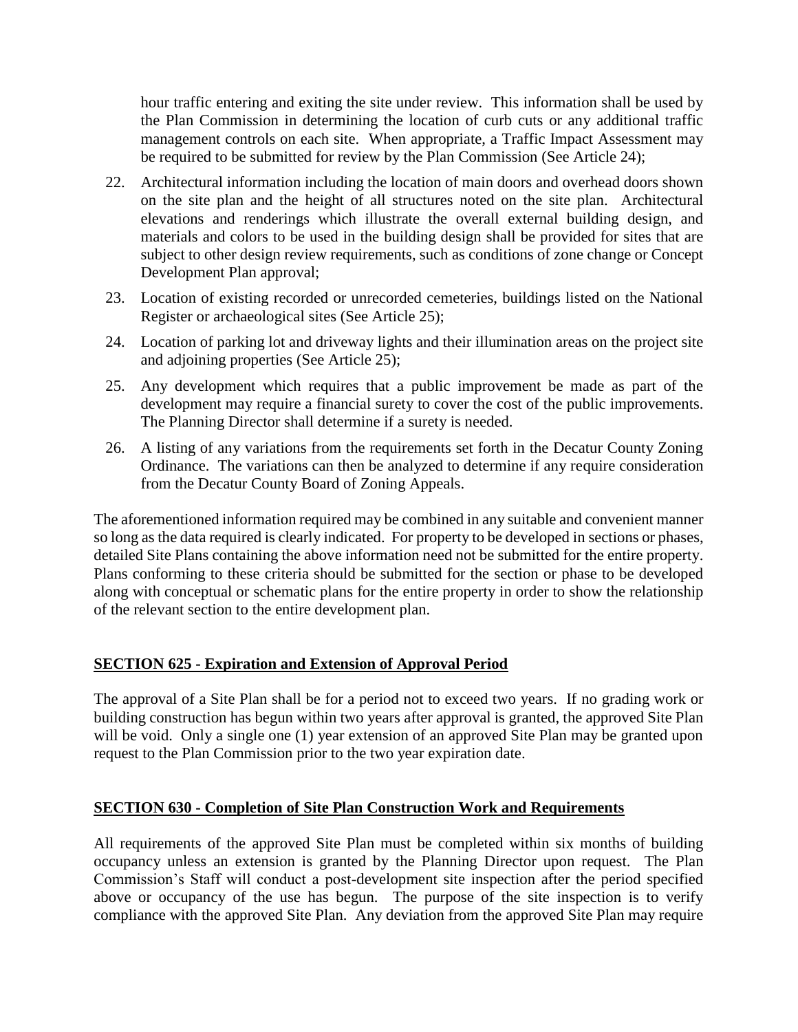hour traffic entering and exiting the site under review. This information shall be used by the Plan Commission in determining the location of curb cuts or any additional traffic management controls on each site. When appropriate, a Traffic Impact Assessment may be required to be submitted for review by the Plan Commission (See Article 24);

22. Architectural information including the location of main doors and overhead doors shown on the site plan and the height of all structures noted on the site plan. Architectural elevations and renderings which illustrate the overall external building design, and materials and colors to be used in the building design shall be provided for sites that are subject to other design review requirements, such as conditions of zone change or Concept Development Plan approval;
23. Location of existing recorded or unrecorded cemeteries, buildings listed on the National Register or archaeological sites (See Article 25);
24. Location of parking lot and driveway lights and their illumination areas on the project site and adjoining properties (See Article 25);
25. Any development which requires that a public improvement be made as part of the development may require a financial surety to cover the cost of the public improvements. The Planning Director shall determine if a surety is needed.
26. A listing of any variations from the requirements set forth in the Decatur County Zoning Ordinance. The variations can then be analyzed to determine if any require consideration from the Decatur County Board of Zoning Appeals.

The aforementioned information required may be combined in any suitable and convenient manner so long as the data required is clearly indicated. For property to be developed in sections or phases, detailed Site Plans containing the above information need not be submitted for the entire property. Plans conforming to these criteria should be submitted for the section or phase to be developed along with conceptual or schematic plans for the entire property in order to show the relationship of the relevant section to the entire development plan.

## SECTION 625 - Expiration and Extension of Approval Period

The approval of a Site Plan shall be for a period not to exceed two years. If no grading work or building construction has begun within two years after approval is granted, the approved Site Plan will be void. Only a single one (1) year extension of an approved Site Plan may be granted upon request to the Plan Commission prior to the two year expiration date.

## SECTION 630 - Completion of Site Plan Construction Work and Requirements

All requirements of the approved Site Plan must be completed within six months of building occupancy unless an extension is granted by the Planning Director upon request. The Plan Commission's Staff will conduct a post-development site inspection after the period specified above or occupancy of the use has begun. The purpose of the site inspection is to verify compliance with the approved Site Plan. Any deviation from the approved Site Plan may require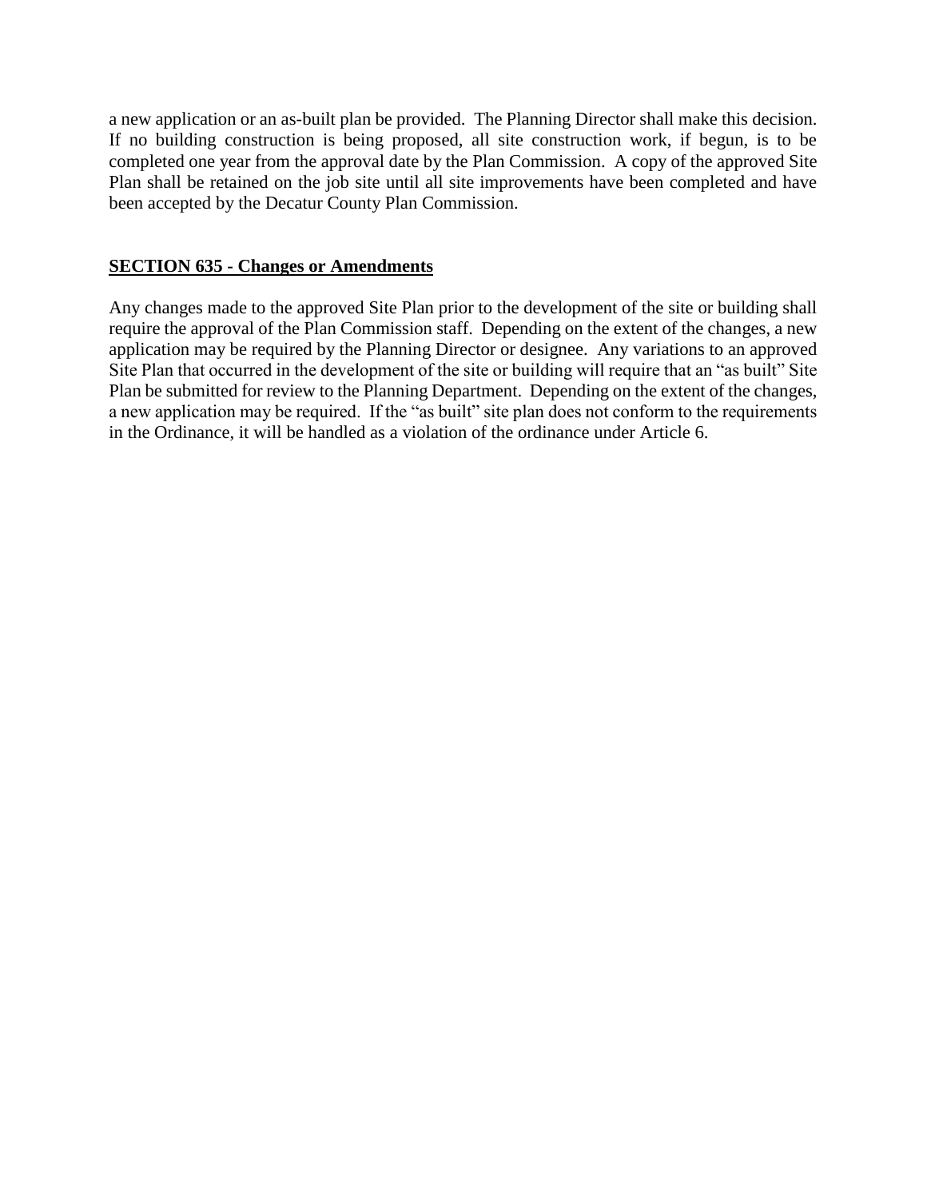a new application or an as-built plan be provided. The Planning Director shall make this decision. If no building construction is being proposed, all site construction work, if begun, is to be completed one year from the approval date by the Plan Commission. A copy of the approved Site Plan shall be retained on the job site until all site improvements have been completed and have been accepted by the Decatur County Plan Commission.

## SECTION 635 - Changes or Amendments

Any changes made to the approved Site Plan prior to the development of the site or building shall require the approval of the Plan Commission staff. Depending on the extent of the changes, a new application may be required by the Planning Director or designee. Any variations to an approved Site Plan that occurred in the development of the site or building will require that an "as built" Site Plan be submitted for review to the Planning Department. Depending on the extent of the changes, a new application may be required. If the "as built" site plan does not conform to the requirements in the Ordinance, it will be handled as a violation of the ordinance under Article 6.